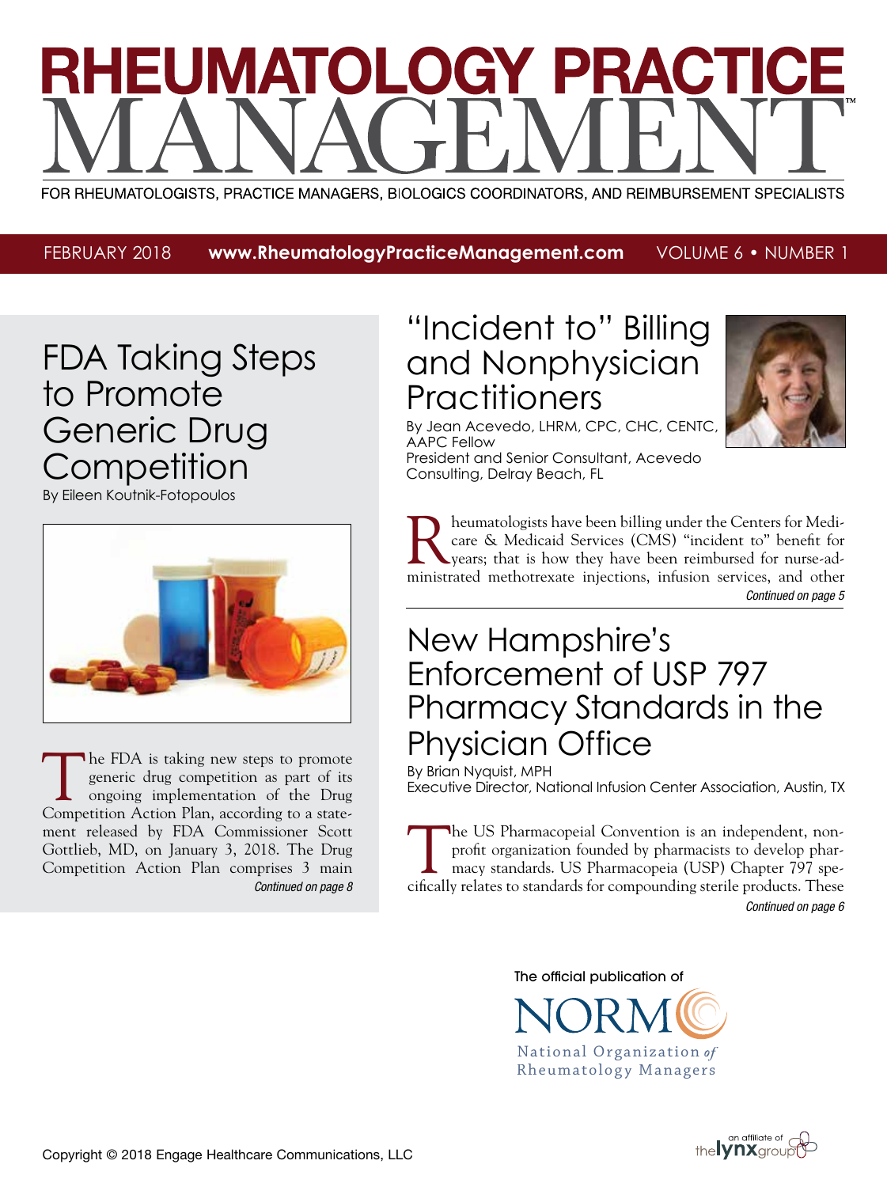# RHEUMATOLOGY PRACTICE MANAGEMENT™

FOR RHEUMATOLOGISTS, PRACTICE MANAGERS, BIOLOGICS COORDINATORS, AND REIMBURSEMENT SPECIALISTS

FEBRUARY 2018 **www.RheumatologyPracticeManagement.com** VOLUME 6 • NUMBER 1

## FDA Taking Steps to Promote Generic Drug Competition

By Eileen Koutnik-Fotopoulos

The FDA is taking new steps to promote generic drug competition as part of its ongoing implementation of the Drug Competition Action Plan, according to a statement released by FDA Commissioner Scott Gottlieb, MD, on January 3, 2018. The Drug Competition Action Plan comprises 3 main

*Continued on page 8*

## "Incident to" Billing and Nonphysician Practitioners

By Jean Acevedo, LHRM, CPC, CHC, CENTC, AAPC Fellow
President and Senior Consultant, Acevedo Consulting, Delray Beach, FL

Rheumatologists have been billing under the Centers for Medicare & Medicaid Services (CMS) "incident to" benefit for years; that is how they have been reimbursed for nurse-administrated methotrexate injections, infusion services, and other

*Continued on page 5*

## New Hampshire's Enforcement of USP 797 Pharmacy Standards in the Physician Office

By Brian Nyquist, MPH
Executive Director, National Infusion Center Association, Austin, TX

The US Pharmacopeial Convention is an independent, nonprofit organization founded by pharmacists to develop pharmacy standards. US Pharmacopeia (USP) Chapter 797 specifically relates to standards for compounding sterile products. These

*Continued on page 6*

The official publication of NORM — National Organization of Rheumatology Managers

Copyright © 2018 Engage Healthcare Communications, LLC

an affiliate of the lynx group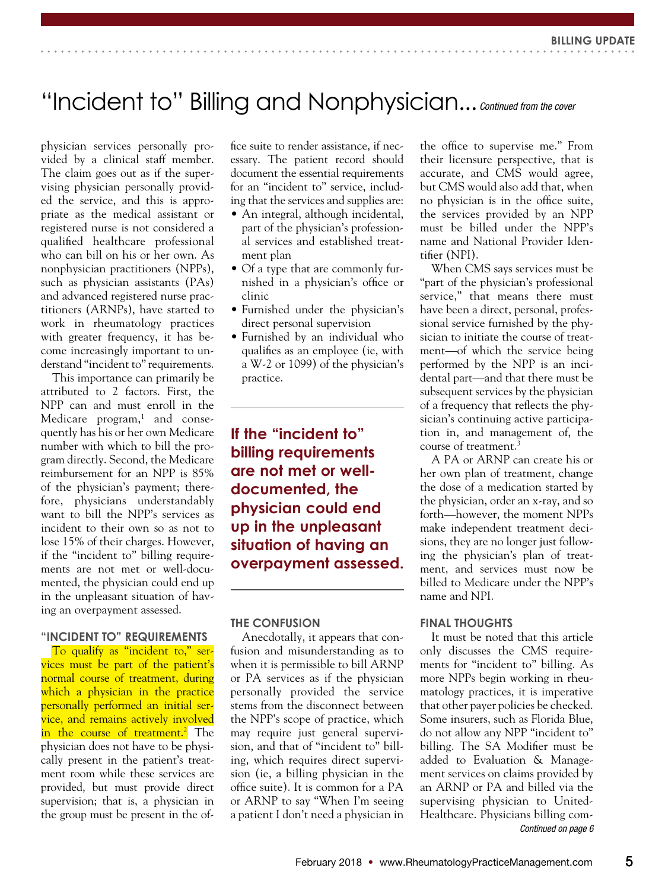# "Incident to" Billing and Nonphysician... *Continued from the cover*

physician services personally provided by a clinical staff member. The claim goes out as if the supervising physician personally provided the service, and this is appropriate as the medical assistant or registered nurse is not considered a qualified healthcare professional who can bill on his or her own. As nonphysician practitioners (NPPs), such as physician assistants (PAs) and advanced registered nurse practitioners (ARNPs), have started to work in rheumatology practices with greater frequency, it has become increasingly important to understand "incident to" requirements.

This importance can primarily be attributed to 2 factors. First, the NPP can and must enroll in the Medicare program,[1] and consequently has his or her own Medicare number with which to bill the program directly. Second, the Medicare reimbursement for an NPP is 85% of the physician's payment; therefore, physicians understandably want to bill the NPP's services as incident to their own so as not to lose 15% of their charges. However, if the "incident to" billing requirements are not met or well-documented, the physician could end up in the unpleasant situation of having an overpayment assessed.

## "INCIDENT TO" REQUIREMENTS

To qualify as "incident to," services must be part of the patient's normal course of treatment, during which a physician in the practice personally performed an initial service, and remains actively involved in the course of treatment.[2] The physician does not have to be physically present in the patient's treatment room while these services are provided, but must provide direct supervision; that is, a physician in the group must be present in the office suite to render assistance, if necessary. The patient record should document the essential requirements for an "incident to" service, including that the services and supplies are:

- An integral, although incidental, part of the physician's professional services and established treatment plan
- Of a type that are commonly furnished in a physician's office or clinic
- Furnished under the physician's direct personal supervision
- Furnished by an individual who qualifies as an employee (ie, with a W-2 or 1099) of the physician's practice.

**If the "incident to" billing requirements are not met or well-documented, the physician could end up in the unpleasant situation of having an overpayment assessed.**

## THE CONFUSION

Anecdotally, it appears that confusion and misunderstanding as to when it is permissible to bill ARNP or PA services as if the physician personally provided the service stems from the disconnect between the NPP's scope of practice, which may require just general supervision, and that of "incident to" billing, which requires direct supervision (ie, a billing physician in the office suite). It is common for a PA or ARNP to say "When I'm seeing a patient I don't need a physician in the office to supervise me." From their licensure perspective, that is accurate, and CMS would agree, but CMS would also add that, when no physician is in the office suite, the services provided by an NPP must be billed under the NPP's name and National Provider Identifier (NPI).

When CMS says services must be "part of the physician's professional service," that means there must have been a direct, personal, professional service furnished by the physician to initiate the course of treatment—of which the service being performed by the NPP is an incidental part—and that there must be subsequent services by the physician of a frequency that reflects the physician's continuing active participation in, and management of, the course of treatment.[3]

A PA or ARNP can create his or her own plan of treatment, change the dose of a medication started by the physician, order an x-ray, and so forth—however, the moment NPPs make independent treatment decisions, they are no longer just following the physician's plan of treatment, and services must now be billed to Medicare under the NPP's name and NPI.

## FINAL THOUGHTS

It must be noted that this article only discusses the CMS requirements for "incident to" billing. As more NPPs begin working in rheumatology practices, it is imperative that other payer policies be checked. Some insurers, such as Florida Blue, do not allow any NPP "incident to" billing. The SA Modifier must be added to Evaluation & Management services on claims provided by an ARNP or PA and billed via the supervising physician to UnitedHealthcare. Physicians billing com-

*Continued on page 6*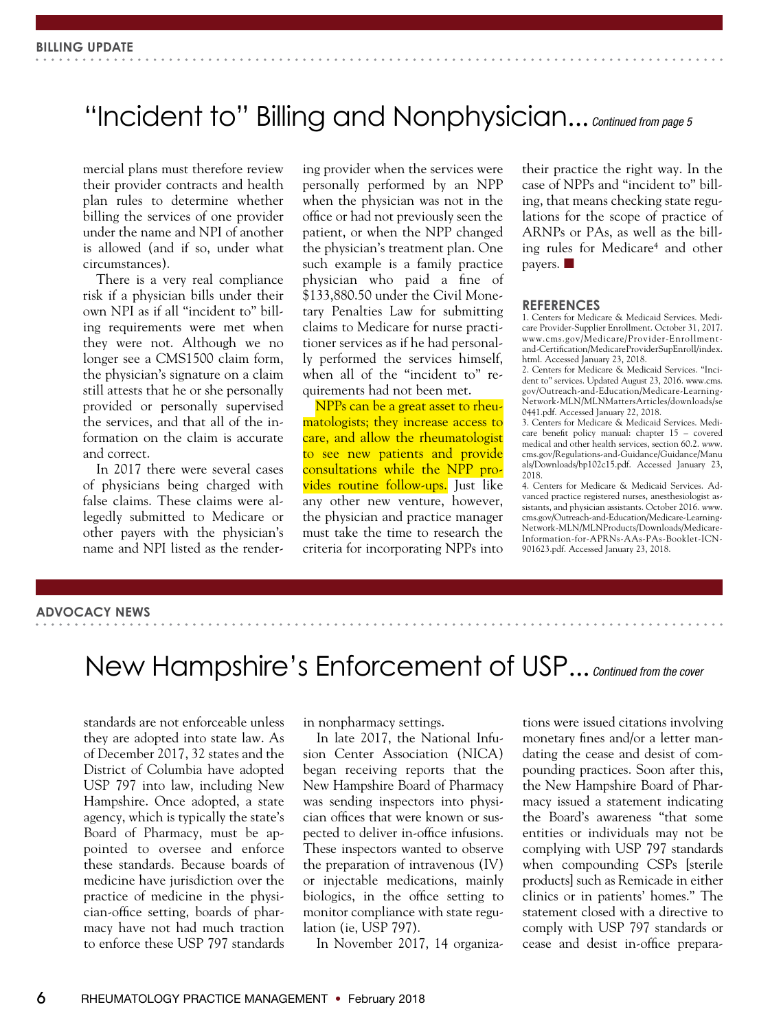BILLING UPDATE

# "Incident to" Billing and Nonphysician... *Continued from page 5*

mercial plans must therefore review their provider contracts and health plan rules to determine whether billing the services of one provider under the name and NPI of another is allowed (and if so, under what circumstances).

There is a very real compliance risk if a physician bills under their own NPI as if all "incident to" billing requirements were met when they were not. Although we no longer see a CMS1500 claim form, the physician's signature on a claim still attests that he or she personally provided or personally supervised the services, and that all of the information on the claim is accurate and correct.

In 2017 there were several cases of physicians being charged with false claims. These claims were allegedly submitted to Medicare or other payers with the physician's name and NPI listed as the rendering provider when the services were personally performed by an NPP when the physician was not in the office or had not previously seen the patient, or when the NPP changed the physician's treatment plan. One such example is a family practice physician who paid a fine of $133,880.50 under the Civil Monetary Penalties Law for submitting claims to Medicare for nurse practitioner services as if he had personally performed the services himself, when all of the "incident to" requirements had not been met.

NPPs can be a great asset to rheumatologists; they increase access to care, and allow the rheumatologist to see new patients and provide consultations while the NPP provides routine follow-ups. Just like any other new venture, however, the physician and practice manager must take the time to research the criteria for incorporating NPPs into their practice the right way. In the case of NPPs and "incident to" billing, that means checking state regulations for the scope of practice of ARNPs or PAs, as well as the billing rules for Medicare[4] and other payers. ■

## REFERENCES

1. Centers for Medicare & Medicaid Services. Medicare Provider-Supplier Enrollment. October 31, 2017. www.cms.gov/Medicare/Provider-Enrollment-and-Certification/MedicareProviderSupEnroll/index.html. Accessed January 23, 2018.
2. Centers for Medicare & Medicaid Services. "Incident to" services. Updated August 23, 2016. www.cms.gov/Outreach-and-Education/Medicare-Learning-Network-MLN/MLNMattersArticles/downloads/se0441.pdf. Accessed January 22, 2018.
3. Centers for Medicare & Medicaid Services. Medicare benefit policy manual: chapter 15 – covered medical and other health services, section 60.2. www.cms.gov/Regulations-and-Guidance/Guidance/Manuals/Downloads/bp102c15.pdf. Accessed January 23, 2018.
4. Centers for Medicare & Medicaid Services. Advanced practice registered nurses, anesthesiologist assistants, and physician assistants. October 2016. www.cms.gov/Outreach-and-Education/Medicare-Learning-Network-MLN/MLNProducts/Downloads/Medicare-Information-for-APRNs-AAs-PAs-Booklet-ICN-901623.pdf. Accessed January 23, 2018.

ADVOCACY NEWS

# New Hampshire's Enforcement of USP... *Continued from the cover*

standards are not enforceable unless they are adopted into state law. As of December 2017, 32 states and the District of Columbia have adopted USP 797 into law, including New Hampshire. Once adopted, a state agency, which is typically the state's Board of Pharmacy, must be appointed to oversee and enforce these standards. Because boards of medicine have jurisdiction over the practice of medicine in the physician-office setting, boards of pharmacy have not had much traction to enforce these USP 797 standards in nonpharmacy settings.

In late 2017, the National Infusion Center Association (NICA) began receiving reports that the New Hampshire Board of Pharmacy was sending inspectors into physician offices that were known or suspected to deliver in-office infusions. These inspectors wanted to observe the preparation of intravenous (IV) or injectable medications, mainly biologics, in the office setting to monitor compliance with state regulation (ie, USP 797).

In November 2017, 14 organizations were issued citations involving monetary fines and/or a letter mandating the cease and desist of compounding practices. Soon after this, the New Hampshire Board of Pharmacy issued a statement indicating the Board's awareness "that some entities or individuals may not be complying with USP 797 standards when compounding CSPs [sterile products] such as Remicade in either clinics or in patients' homes." The statement closed with a directive to comply with USP 797 standards or cease and desist in-office prepara-